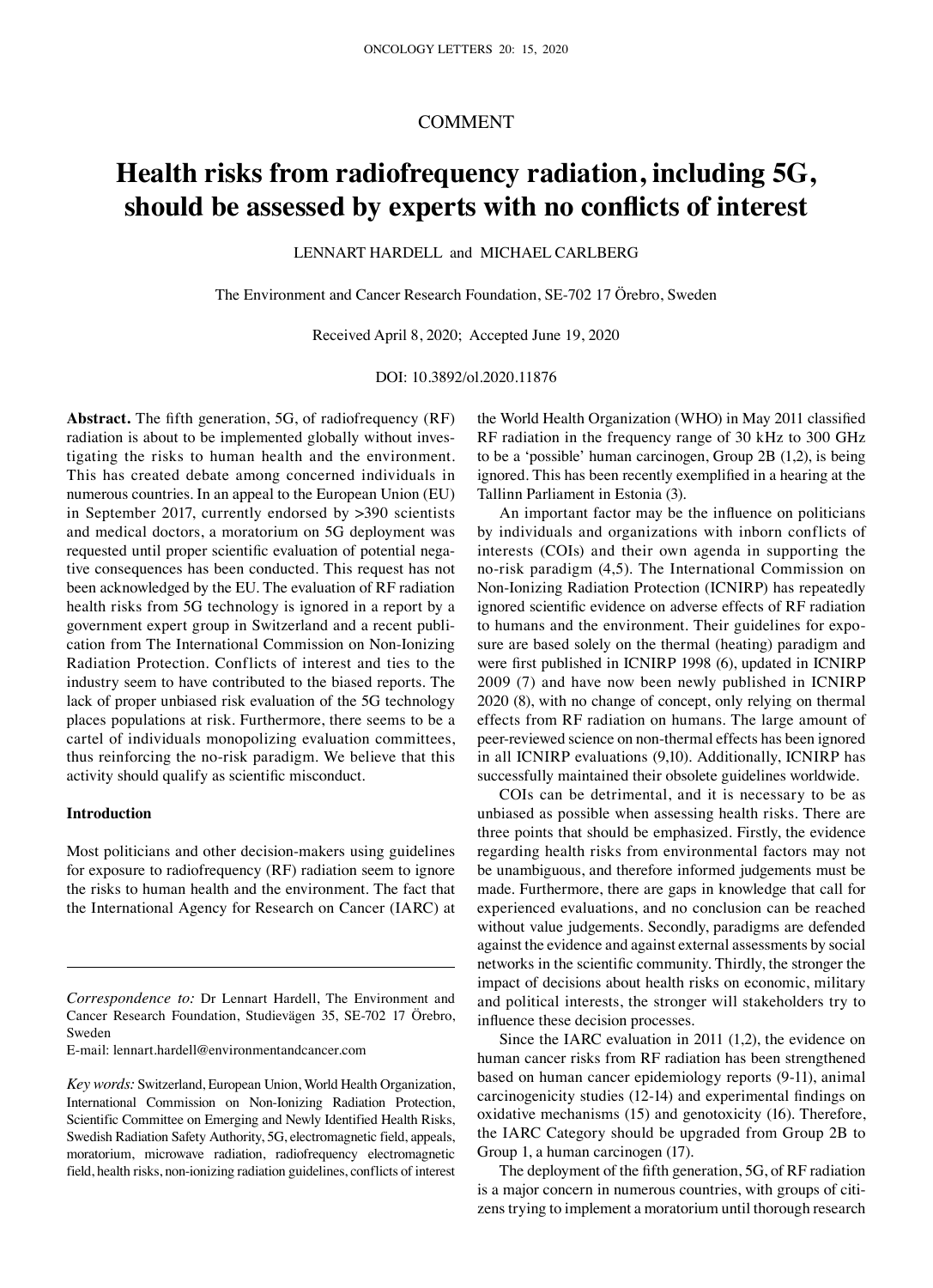COMMENT

# Health risks from radiofrequency radiation, including 5G, should be assessed by experts with no conflicts of interest

LENNART HARDELL and MICHAEL CARLBERG

The Environment and Cancer Research Foundation, SE-702 17 Örebro, Sweden

Received April 8, 2020; Accepted June 19, 2020

DOI: 10.3892/ol.2020.11876

**Abstract.** The fifth generation, 5G, of radiofrequency (RF) radiation is about to be implemented globally without investigating the risks to human health and the environment. This has created debate among concerned individuals in numerous countries. In an appeal to the European Union (EU) in September 2017, currently endorsed by >390 scientists and medical doctors, a moratorium on 5G deployment was requested until proper scientific evaluation of potential negative consequences has been conducted. This request has not been acknowledged by the EU. The evaluation of RF radiation health risks from 5G technology is ignored in a report by a government expert group in Switzerland and a recent publication from The International Commission on Non-Ionizing Radiation Protection. Conflicts of interest and ties to the industry seem to have contributed to the biased reports. The lack of proper unbiased risk evaluation of the 5G technology places populations at risk. Furthermore, there seems to be a cartel of individuals monopolizing evaluation committees, thus reinforcing the no-risk paradigm. We believe that this activity should qualify as scientific misconduct.

## Introduction

Most politicians and other decision-makers using guidelines for exposure to radiofrequency (RF) radiation seem to ignore the risks to human health and the environment. The fact that the International Agency for Research on Cancer (IARC) at the World Health Organization (WHO) in May 2011 classified RF radiation in the frequency range of 30 kHz to 300 GHz to be a 'possible' human carcinogen, Group 2B (1,2), is being ignored. This has been recently exemplified in a hearing at the Tallinn Parliament in Estonia (3).

An important factor may be the influence on politicians by individuals and organizations with inborn conflicts of interests (COIs) and their own agenda in supporting the no-risk paradigm (4,5). The International Commission on Non-Ionizing Radiation Protection (ICNIRP) has repeatedly ignored scientific evidence on adverse effects of RF radiation to humans and the environment. Their guidelines for exposure are based solely on the thermal (heating) paradigm and were first published in ICNIRP 1998 (6), updated in ICNIRP 2009 (7) and have now been newly published in ICNIRP 2020 (8), with no change of concept, only relying on thermal effects from RF radiation on humans. The large amount of peer-reviewed science on non-thermal effects has been ignored in all ICNIRP evaluations (9,10). Additionally, ICNIRP has successfully maintained their obsolete guidelines worldwide.

COIs can be detrimental, and it is necessary to be as unbiased as possible when assessing health risks. There are three points that should be emphasized. Firstly, the evidence regarding health risks from environmental factors may not be unambiguous, and therefore informed judgements must be made. Furthermore, there are gaps in knowledge that call for experienced evaluations, and no conclusion can be reached without value judgements. Secondly, paradigms are defended against the evidence and against external assessments by social networks in the scientific community. Thirdly, the stronger the impact of decisions about health risks on economic, military and political interests, the stronger will stakeholders try to influence these decision processes.

Since the IARC evaluation in 2011 (1,2), the evidence on human cancer risks from RF radiation has been strengthened based on human cancer epidemiology reports (9-11), animal carcinogenicity studies (12-14) and experimental findings on oxidative mechanisms (15) and genotoxicity (16). Therefore, the IARC Category should be upgraded from Group 2B to Group 1, a human carcinogen (17).

The deployment of the fifth generation, 5G, of RF radiation is a major concern in numerous countries, with groups of citizens trying to implement a moratorium until thorough research

---

*Correspondence to:* Dr Lennart Hardell, The Environment and Cancer Research Foundation, Studievägen 35, SE-702 17 Örebro, Sweden
E-mail: lennart.hardell@environmentandcancer.com

*Key words:* Switzerland, European Union, World Health Organization, International Commission on Non-Ionizing Radiation Protection, Scientific Committee on Emerging and Newly Identified Health Risks, Swedish Radiation Safety Authority, 5G, electromagnetic field, appeals, moratorium, microwave radiation, radiofrequency electromagnetic field, health risks, non-ionizing radiation guidelines, conflicts of interest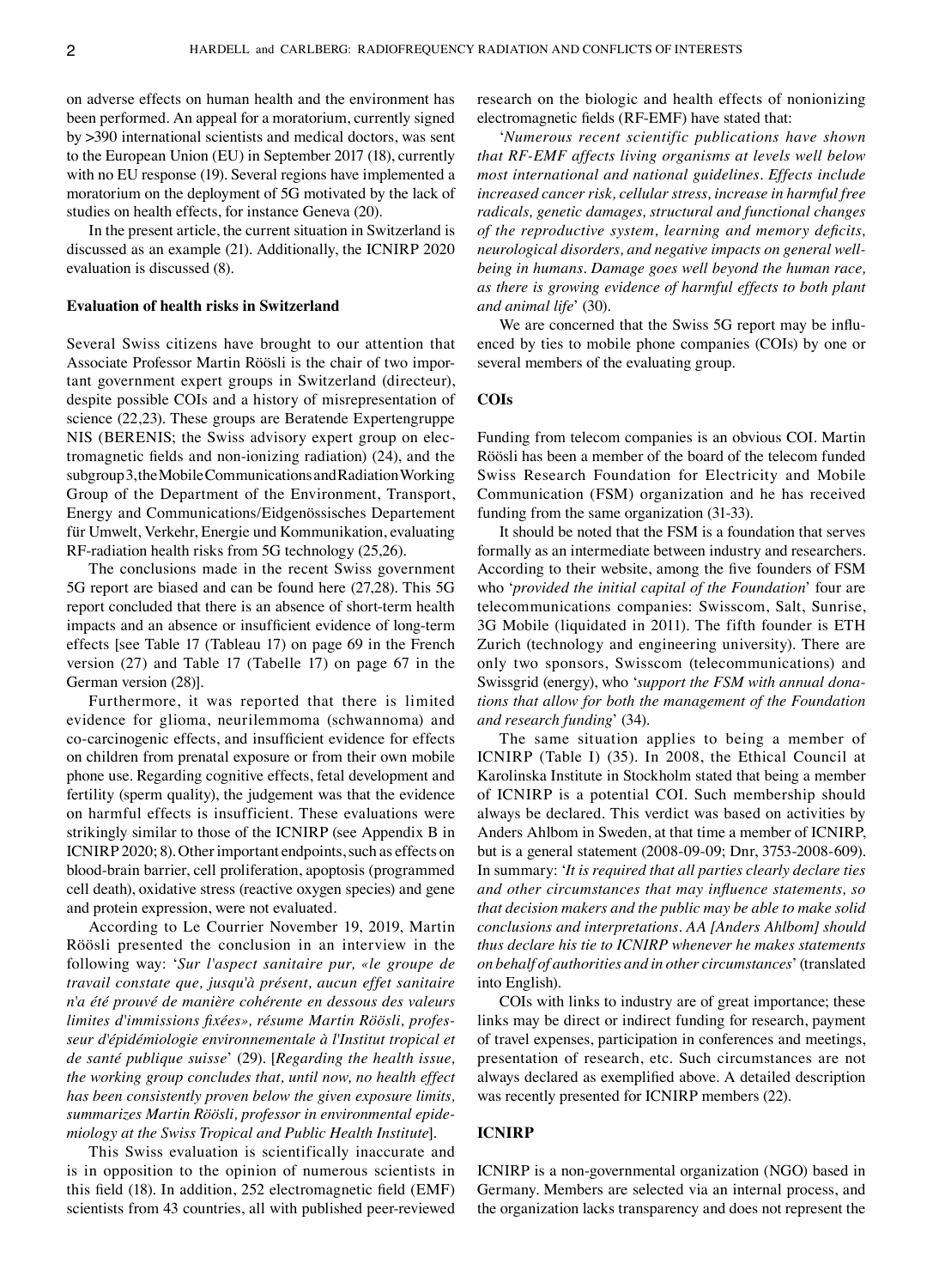on adverse effects on human health and the environment has been performed. An appeal for a moratorium, currently signed by >390 international scientists and medical doctors, was sent to the European Union (EU) in September 2017 (18), currently with no EU response (19). Several regions have implemented a moratorium on the deployment of 5G motivated by the lack of studies on health effects, for instance Geneva (20).

In the present article, the current situation in Switzerland is discussed as an example (21). Additionally, the ICNIRP 2020 evaluation is discussed (8).

## Evaluation of health risks in Switzerland

Several Swiss citizens have brought to our attention that Associate Professor Martin Röösli is the chair of two important government expert groups in Switzerland (directeur), despite possible COIs and a history of misrepresentation of science (22,23). These groups are Beratende Expertengruppe NIS (BERENIS; the Swiss advisory expert group on electromagnetic fields and non-ionizing radiation) (24), and the subgroup 3, the Mobile Communications and Radiation Working Group of the Department of the Environment, Transport, Energy and Communications/Eidgenössisches Departement für Umwelt, Verkehr, Energie und Kommunikation, evaluating RF-radiation health risks from 5G technology (25,26).

The conclusions made in the recent Swiss government 5G report are biased and can be found here (27,28). This 5G report concluded that there is an absence of short-term health impacts and an absence or insufficient evidence of long-term effects [see Table 17 (Tableau 17) on page 69 in the French version (27) and Table 17 (Tabelle 17) on page 67 in the German version (28)].

Furthermore, it was reported that there is limited evidence for glioma, neurilemmoma (schwannoma) and co-carcinogenic effects, and insufficient evidence for effects on children from prenatal exposure or from their own mobile phone use. Regarding cognitive effects, fetal development and fertility (sperm quality), the judgement was that the evidence on harmful effects is insufficient. These evaluations were strikingly similar to those of the ICNIRP (see Appendix B in ICNIRP 2020; 8). Other important endpoints, such as effects on blood-brain barrier, cell proliferation, apoptosis (programmed cell death), oxidative stress (reactive oxygen species) and gene and protein expression, were not evaluated.

According to Le Courrier November 19, 2019, Martin Röösli presented the conclusion in an interview in the following way: '*Sur l'aspect sanitaire pur, «le groupe de travail constate que, jusqu'à présent, aucun effet sanitaire n'a été prouvé de manière cohérente en dessous des valeurs limites d'immissions fixées», résume Martin Röösli, professeur d'épidémiologie environnementale à l'Institut tropical et de santé publique suisse*' (29). [*Regarding the health issue, the working group concludes that, until now, no health effect has been consistently proven below the given exposure limits, summarizes Martin Röösli, professor in environmental epidemiology at the Swiss Tropical and Public Health Institute*].

This Swiss evaluation is scientifically inaccurate and is in opposition to the opinion of numerous scientists in this field (18). In addition, 252 electromagnetic field (EMF) scientists from 43 countries, all with published peer-reviewed research on the biologic and health effects of nonionizing electromagnetic fields (RF-EMF) have stated that:

'*Numerous recent scientific publications have shown that RF-EMF affects living organisms at levels well below most international and national guidelines. Effects include increased cancer risk, cellular stress, increase in harmful free radicals, genetic damages, structural and functional changes of the reproductive system, learning and memory deficits, neurological disorders, and negative impacts on general well-being in humans. Damage goes well beyond the human race, as there is growing evidence of harmful effects to both plant and animal life*' (30).

We are concerned that the Swiss 5G report may be influenced by ties to mobile phone companies (COIs) by one or several members of the evaluating group.

## COIs

Funding from telecom companies is an obvious COI. Martin Röösli has been a member of the board of the telecom funded Swiss Research Foundation for Electricity and Mobile Communication (FSM) organization and he has received funding from the same organization (31-33).

It should be noted that the FSM is a foundation that serves formally as an intermediate between industry and researchers. According to their website, among the five founders of FSM who '*provided the initial capital of the Foundation*' four are telecommunications companies: Swisscom, Salt, Sunrise, 3G Mobile (liquidated in 2011). The fifth founder is ETH Zurich (technology and engineering university). There are only two sponsors, Swisscom (telecommunications) and Swissgrid (energy), who '*support the FSM with annual donations that allow for both the management of the Foundation and research funding*' (34).

The same situation applies to being a member of ICNIRP (Table I) (35). In 2008, the Ethical Council at Karolinska Institute in Stockholm stated that being a member of ICNIRP is a potential COI. Such membership should always be declared. This verdict was based on activities by Anders Ahlbom in Sweden, at that time a member of ICNIRP, but is a general statement (2008-09-09; Dnr, 3753-2008-609). In summary: '*It is required that all parties clearly declare ties and other circumstances that may influence statements, so that decision makers and the public may be able to make solid conclusions and interpretations. AA [Anders Ahlbom] should thus declare his tie to ICNIRP whenever he makes statements on behalf of authorities and in other circumstances*' (translated into English).

COIs with links to industry are of great importance; these links may be direct or indirect funding for research, payment of travel expenses, participation in conferences and meetings, presentation of research, etc. Such circumstances are not always declared as exemplified above. A detailed description was recently presented for ICNIRP members (22).

## ICNIRP

ICNIRP is a non-governmental organization (NGO) based in Germany. Members are selected via an internal process, and the organization lacks transparency and does not represent the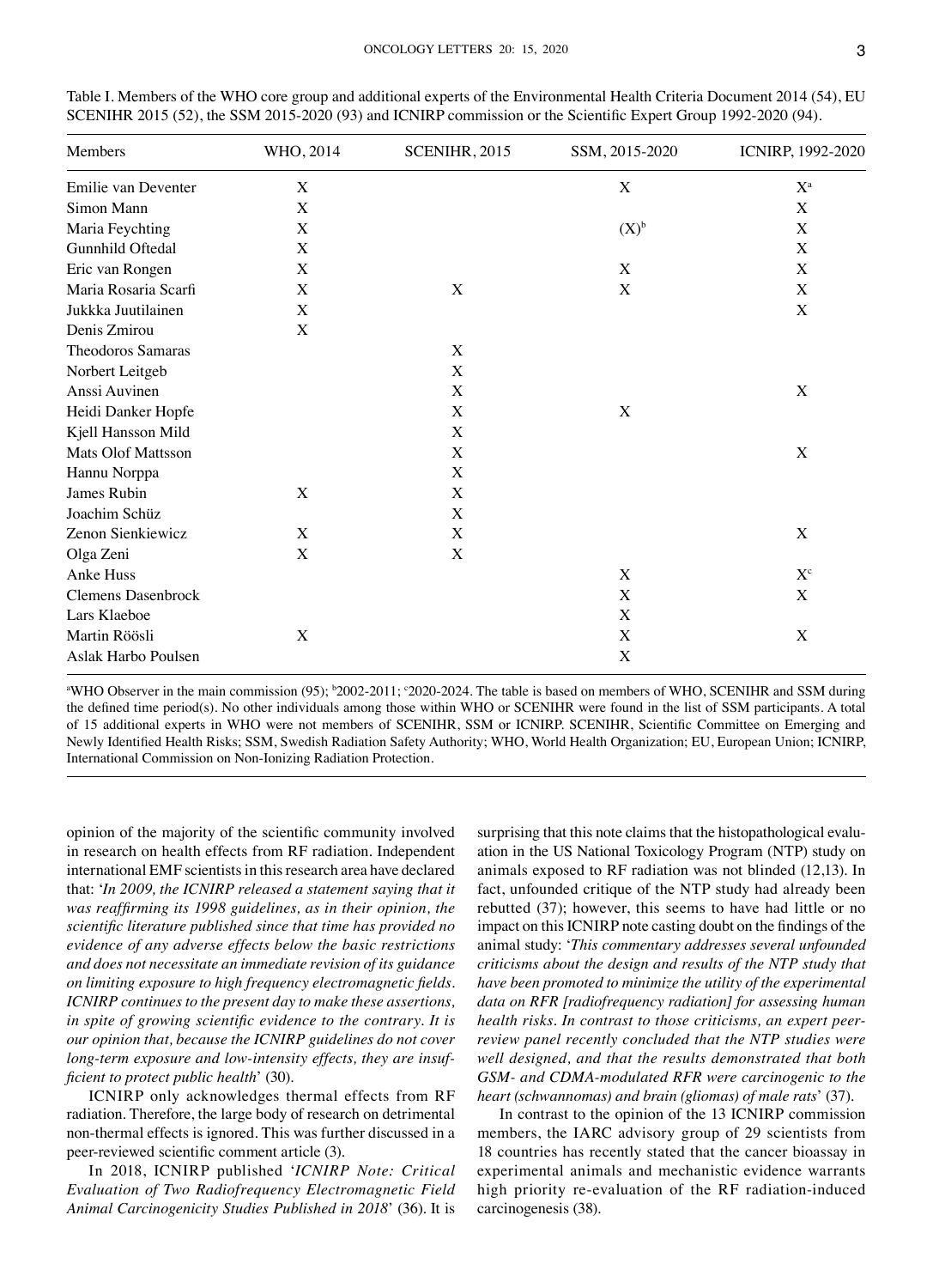Table I. Members of the WHO core group and additional experts of the Environmental Health Criteria Document 2014 (54), EU SCENIHR 2015 (52), the SSM 2015-2020 (93) and ICNIRP commission or the Scientific Expert Group 1992-2020 (94).

| Members | WHO, 2014 | SCENIHR, 2015 | SSM, 2015-2020 | ICNIRP, 1992-2020 |
|---|---|---|---|---|
| Emilie van Deventer | X | | X | X[a] |
| Simon Mann | X | | | X |
| Maria Feychting | X | | (X)[b] | X |
| Gunnhild Oftedal | X | | | X |
| Eric van Rongen | X | | X | X |
| Maria Rosaria Scarfi | X | X | X | X |
| Jukkka Juutilainen | X | | | X |
| Denis Zmirou | X | | | |
| Theodoros Samaras | | X | | |
| Norbert Leitgeb | | X | | |
| Anssi Auvinen | | X | | X |
| Heidi Danker Hopfe | | X | X | |
| Kjell Hansson Mild | | X | | |
| Mats Olof Mattsson | | X | | X |
| Hannu Norppa | | X | | |
| James Rubin | X | X | | |
| Joachim Schüz | | X | | |
| Zenon Sienkiewicz | X | X | | X |
| Olga Zeni | X | X | | |
| Anke Huss | | | X | X[c] |
| Clemens Dasenbrock | | | X | X |
| Lars Klaeboe | | | X | |
| Martin Röösli | X | | X | X |
| Aslak Harbo Poulsen | | | X | |

[a]WHO Observer in the main commission (95); [b]2002-2011; [c]2020-2024. The table is based on members of WHO, SCENIHR and SSM during the defined time period(s). No other individuals among those within WHO or SCENIHR were found in the list of SSM participants. A total of 15 additional experts in WHO were not members of SCENIHR, SSM or ICNIRP. SCENIHR, Scientific Committee on Emerging and Newly Identified Health Risks; SSM, Swedish Radiation Safety Authority; WHO, World Health Organization; EU, European Union; ICNIRP, International Commission on Non-Ionizing Radiation Protection.

opinion of the majority of the scientific community involved in research on health effects from RF radiation. Independent international EMF scientists in this research area have declared that: '*In 2009, the ICNIRP released a statement saying that it was reaffirming its 1998 guidelines, as in their opinion, the scientific literature published since that time has provided no evidence of any adverse effects below the basic restrictions and does not necessitate an immediate revision of its guidance on limiting exposure to high frequency electromagnetic fields. ICNIRP continues to the present day to make these assertions, in spite of growing scientific evidence to the contrary. It is our opinion that, because the ICNIRP guidelines do not cover long-term exposure and low-intensity effects, they are insufficient to protect public health*' (30).

ICNIRP only acknowledges thermal effects from RF radiation. Therefore, the large body of research on detrimental non-thermal effects is ignored. This was further discussed in a peer-reviewed scientific comment article (3).

In 2018, ICNIRP published '*ICNIRP Note: Critical Evaluation of Two Radiofrequency Electromagnetic Field Animal Carcinogenicity Studies Published in 2018*' (36). It is surprising that this note claims that the histopathological evaluation in the US National Toxicology Program (NTP) study on animals exposed to RF radiation was not blinded (12,13). In fact, unfounded critique of the NTP study had already been rebutted (37); however, this seems to have had little or no impact on this ICNIRP note casting doubt on the findings of the animal study: '*This commentary addresses several unfounded criticisms about the design and results of the NTP study that have been promoted to minimize the utility of the experimental data on RFR [radiofrequency radiation] for assessing human health risks. In contrast to those criticisms, an expert peer-review panel recently concluded that the NTP studies were well designed, and that the results demonstrated that both GSM- and CDMA-modulated RFR were carcinogenic to the heart (schwannomas) and brain (gliomas) of male rats*' (37).

In contrast to the opinion of the 13 ICNIRP commission members, the IARC advisory group of 29 scientists from 18 countries has recently stated that the cancer bioassay in experimental animals and mechanistic evidence warrants high priority re-evaluation of the RF radiation-induced carcinogenesis (38).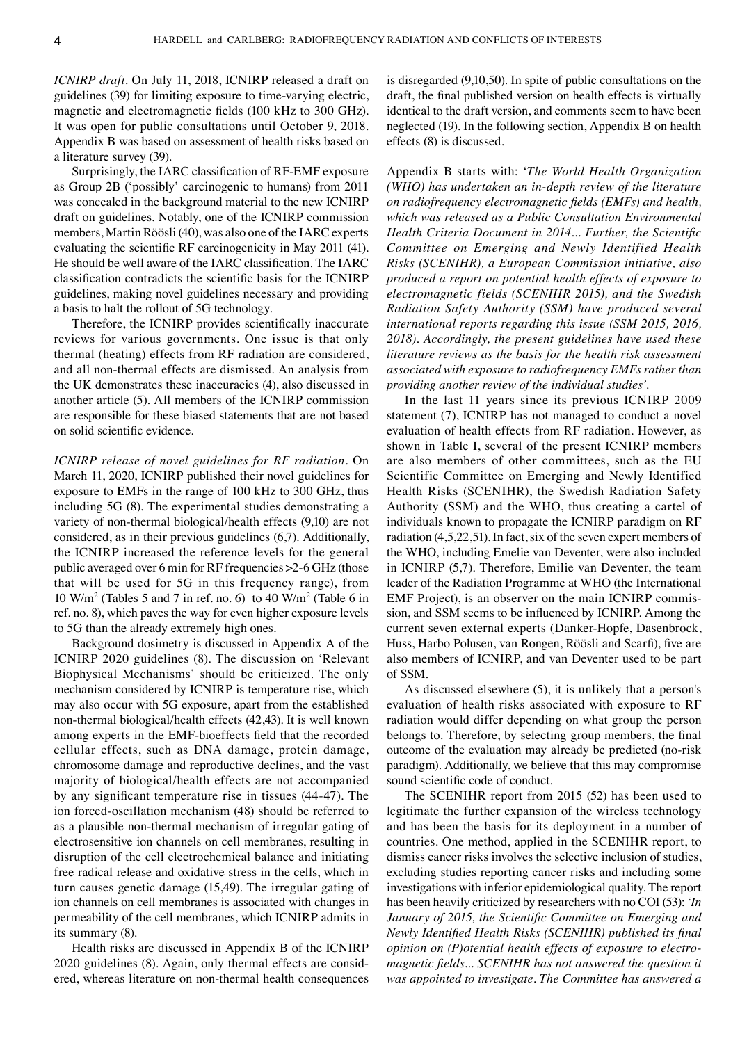*ICNIRP draft*. On July 11, 2018, ICNIRP released a draft on guidelines (39) for limiting exposure to time-varying electric, magnetic and electromagnetic fields (100 kHz to 300 GHz). It was open for public consultations until October 9, 2018. Appendix B was based on assessment of health risks based on a literature survey (39).

Surprisingly, the IARC classification of RF-EMF exposure as Group 2B ('possibly' carcinogenic to humans) from 2011 was concealed in the background material to the new ICNIRP draft on guidelines. Notably, one of the ICNIRP commission members, Martin Röösli (40), was also one of the IARC experts evaluating the scientific RF carcinogenicity in May 2011 (41). He should be well aware of the IARC classification. The IARC classification contradicts the scientific basis for the ICNIRP guidelines, making novel guidelines necessary and providing a basis to halt the rollout of 5G technology.

Therefore, the ICNIRP provides scientifically inaccurate reviews for various governments. One issue is that only thermal (heating) effects from RF radiation are considered, and all non-thermal effects are dismissed. An analysis from the UK demonstrates these inaccuracies (4), also discussed in another article (5). All members of the ICNIRP commission are responsible for these biased statements that are not based on solid scientific evidence.

*ICNIRP release of novel guidelines for RF radiation*. On March 11, 2020, ICNIRP published their novel guidelines for exposure to EMFs in the range of 100 kHz to 300 GHz, thus including 5G (8). The experimental studies demonstrating a variety of non-thermal biological/health effects (9,10) are not considered, as in their previous guidelines (6,7). Additionally, the ICNIRP increased the reference levels for the general public averaged over 6 min for RF frequencies >2-6 GHz (those that will be used for 5G in this frequency range), from 10 W/m$^2$ (Tables 5 and 7 in ref. no. 6) to 40 W/m$^2$ (Table 6 in ref. no. 8), which paves the way for even higher exposure levels to 5G than the already extremely high ones.

Background dosimetry is discussed in Appendix A of the ICNIRP 2020 guidelines (8). The discussion on 'Relevant Biophysical Mechanisms' should be criticized. The only mechanism considered by ICNIRP is temperature rise, which may also occur with 5G exposure, apart from the established non-thermal biological/health effects (42,43). It is well known among experts in the EMF-bioeffects field that the recorded cellular effects, such as DNA damage, protein damage, chromosome damage and reproductive declines, and the vast majority of biological/health effects are not accompanied by any significant temperature rise in tissues (44-47). The ion forced-oscillation mechanism (48) should be referred to as a plausible non-thermal mechanism of irregular gating of electrosensitive ion channels on cell membranes, resulting in disruption of the cell electrochemical balance and initiating free radical release and oxidative stress in the cells, which in turn causes genetic damage (15,49). The irregular gating of ion channels on cell membranes is associated with changes in permeability of the cell membranes, which ICNIRP admits in its summary (8).

Health risks are discussed in Appendix B of the ICNIRP 2020 guidelines (8). Again, only thermal effects are considered, whereas literature on non-thermal health consequences is disregarded (9,10,50). In spite of public consultations on the draft, the final published version on health effects is virtually identical to the draft version, and comments seem to have been neglected (19). In the following section, Appendix B on health effects (8) is discussed.

Appendix B starts with: '*The World Health Organization (WHO) has undertaken an in-depth review of the literature on radiofrequency electromagnetic fields (EMFs) and health, which was released as a Public Consultation Environmental Health Criteria Document in 2014... Further, the Scientific Committee on Emerging and Newly Identified Health Risks (SCENIHR), a European Commission initiative, also produced a report on potential health effects of exposure to electromagnetic fields (SCENIHR 2015), and the Swedish Radiation Safety Authority (SSM) have produced several international reports regarding this issue (SSM 2015, 2016, 2018). Accordingly, the present guidelines have used these literature reviews as the basis for the health risk assessment associated with exposure to radiofrequency EMFs rather than providing another review of the individual studies*'.

In the last 11 years since its previous ICNIRP 2009 statement (7), ICNIRP has not managed to conduct a novel evaluation of health effects from RF radiation. However, as shown in Table I, several of the present ICNIRP members are also members of other committees, such as the EU Scientific Committee on Emerging and Newly Identified Health Risks (SCENIHR), the Swedish Radiation Safety Authority (SSM) and the WHO, thus creating a cartel of individuals known to propagate the ICNIRP paradigm on RF radiation (4,5,22,51). In fact, six of the seven expert members of the WHO, including Emelie van Deventer, were also included in ICNIRP (5,7). Therefore, Emilie van Deventer, the team leader of the Radiation Programme at WHO (the International EMF Project), is an observer on the main ICNIRP commission, and SSM seems to be influenced by ICNIRP. Among the current seven external experts (Danker-Hopfe, Dasenbrock, Huss, Harbo Polusen, van Rongen, Röösli and Scarfi), five are also members of ICNIRP, and van Deventer used to be part of SSM.

As discussed elsewhere (5), it is unlikely that a person's evaluation of health risks associated with exposure to RF radiation would differ depending on what group the person belongs to. Therefore, by selecting group members, the final outcome of the evaluation may already be predicted (no-risk paradigm). Additionally, we believe that this may compromise sound scientific code of conduct.

The SCENIHR report from 2015 (52) has been used to legitimate the further expansion of the wireless technology and has been the basis for its deployment in a number of countries. One method, applied in the SCENIHR report, to dismiss cancer risks involves the selective inclusion of studies, excluding studies reporting cancer risks and including some investigations with inferior epidemiological quality. The report has been heavily criticized by researchers with no COI (53): '*In January of 2015, the Scientific Committee on Emerging and Newly Identified Health Risks (SCENIHR) published its final opinion on (P)otential health effects of exposure to electromagnetic fields... SCENIHR has not answered the question it was appointed to investigate. The Committee has answered a*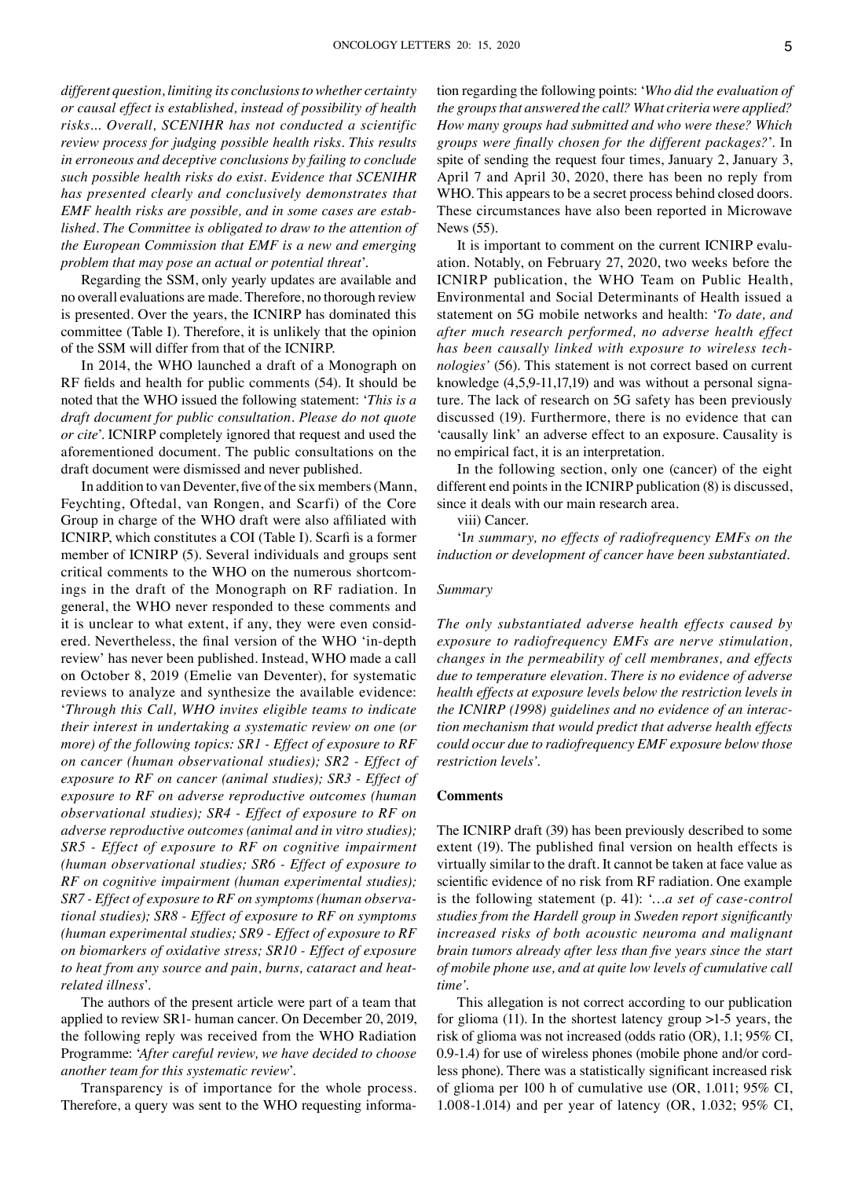*different question, limiting its conclusions to whether certainty or causal effect is established, instead of possibility of health risks... Overall, SCENIHR has not conducted a scientific review process for judging possible health risks. This results in erroneous and deceptive conclusions by failing to conclude such possible health risks do exist. Evidence that SCENIHR has presented clearly and conclusively demonstrates that EMF health risks are possible, and in some cases are established. The Committee is obligated to draw to the attention of the European Commission that EMF is a new and emerging problem that may pose an actual or potential threat*'.

Regarding the SSM, only yearly updates are available and no overall evaluations are made. Therefore, no thorough review is presented. Over the years, the ICNIRP has dominated this committee (Table I). Therefore, it is unlikely that the opinion of the SSM will differ from that of the ICNIRP.

In 2014, the WHO launched a draft of a Monograph on RF fields and health for public comments (54). It should be noted that the WHO issued the following statement: '*This is a draft document for public consultation. Please do not quote or cite*'. ICNIRP completely ignored that request and used the aforementioned document. The public consultations on the draft document were dismissed and never published.

In addition to van Deventer, five of the six members (Mann, Feychting, Oftedal, van Rongen, and Scarfi) of the Core Group in charge of the WHO draft were also affiliated with ICNIRP, which constitutes a COI (Table I). Scarfi is a former member of ICNIRP (5). Several individuals and groups sent critical comments to the WHO on the numerous shortcomings in the draft of the Monograph on RF radiation. In general, the WHO never responded to these comments and it is unclear to what extent, if any, they were even considered. Nevertheless, the final version of the WHO 'in-depth review' has never been published. Instead, WHO made a call on October 8, 2019 (Emelie van Deventer), for systematic reviews to analyze and synthesize the available evidence: '*Through this Call, WHO invites eligible teams to indicate their interest in undertaking a systematic review on one (or more) of the following topics: SR1 - Effect of exposure to RF on cancer (human observational studies); SR2 - Effect of exposure to RF on cancer (animal studies); SR3 - Effect of exposure to RF on adverse reproductive outcomes (human observational studies); SR4 - Effect of exposure to RF on adverse reproductive outcomes (animal and in vitro studies); SR5 - Effect of exposure to RF on cognitive impairment (human observational studies; SR6 - Effect of exposure to RF on cognitive impairment (human experimental studies); SR7 - Effect of exposure to RF on symptoms (human observational studies); SR8 - Effect of exposure to RF on symptoms (human experimental studies; SR9 - Effect of exposure to RF on biomarkers of oxidative stress; SR10 - Effect of exposure to heat from any source and pain, burns, cataract and heat-related illness*'.

The authors of the present article were part of a team that applied to review SR1- human cancer. On December 20, 2019, the following reply was received from the WHO Radiation Programme: '*After careful review, we have decided to choose another team for this systematic review*'.

Transparency is of importance for the whole process. Therefore, a query was sent to the WHO requesting information regarding the following points: '*Who did the evaluation of the groups that answered the call? What criteria were applied? How many groups had submitted and who were these? Which groups were finally chosen for the different packages?*'. In spite of sending the request four times, January 2, January 3, April 7 and April 30, 2020, there has been no reply from WHO. This appears to be a secret process behind closed doors. These circumstances have also been reported in Microwave News (55).

It is important to comment on the current ICNIRP evaluation. Notably, on February 27, 2020, two weeks before the ICNIRP publication, the WHO Team on Public Health, Environmental and Social Determinants of Health issued a statement on 5G mobile networks and health: '*To date, and after much research performed, no adverse health effect has been causally linked with exposure to wireless technologies*' (56). This statement is not correct based on current knowledge (4,5,9-11,17,19) and was without a personal signature. The lack of research on 5G safety has been previously discussed (19). Furthermore, there is no evidence that can 'causally link' an adverse effect to an exposure. Causality is no empirical fact, it is an interpretation.

In the following section, only one (cancer) of the eight different end points in the ICNIRP publication (8) is discussed, since it deals with our main research area.

viii) Cancer.

'I*n summary, no effects of radiofrequency EMFs on the induction or development of cancer have been substantiated.*

*Summary*

*The only substantiated adverse health effects caused by exposure to radiofrequency EMFs are nerve stimulation, changes in the permeability of cell membranes, and effects due to temperature elevation. There is no evidence of adverse health effects at exposure levels below the restriction levels in the ICNIRP (1998) guidelines and no evidence of an interaction mechanism that would predict that adverse health effects could occur due to radiofrequency EMF exposure below those restriction levels*'.

## Comments

The ICNIRP draft (39) has been previously described to some extent (19). The published final version on health effects is virtually similar to the draft. It cannot be taken at face value as scientific evidence of no risk from RF radiation. One example is the following statement (p. 41): '*...a set of case-control studies from the Hardell group in Sweden report significantly increased risks of both acoustic neuroma and malignant brain tumors already after less than five years since the start of mobile phone use, and at quite low levels of cumulative call time*'.

This allegation is not correct according to our publication for glioma (11). In the shortest latency group >1-5 years, the risk of glioma was not increased (odds ratio (OR), 1.1; 95% CI, 0.9-1.4) for use of wireless phones (mobile phone and/or cordless phone). There was a statistically significant increased risk of glioma per 100 h of cumulative use (OR, 1.011; 95% CI, 1.008-1.014) and per year of latency (OR, 1.032; 95% CI,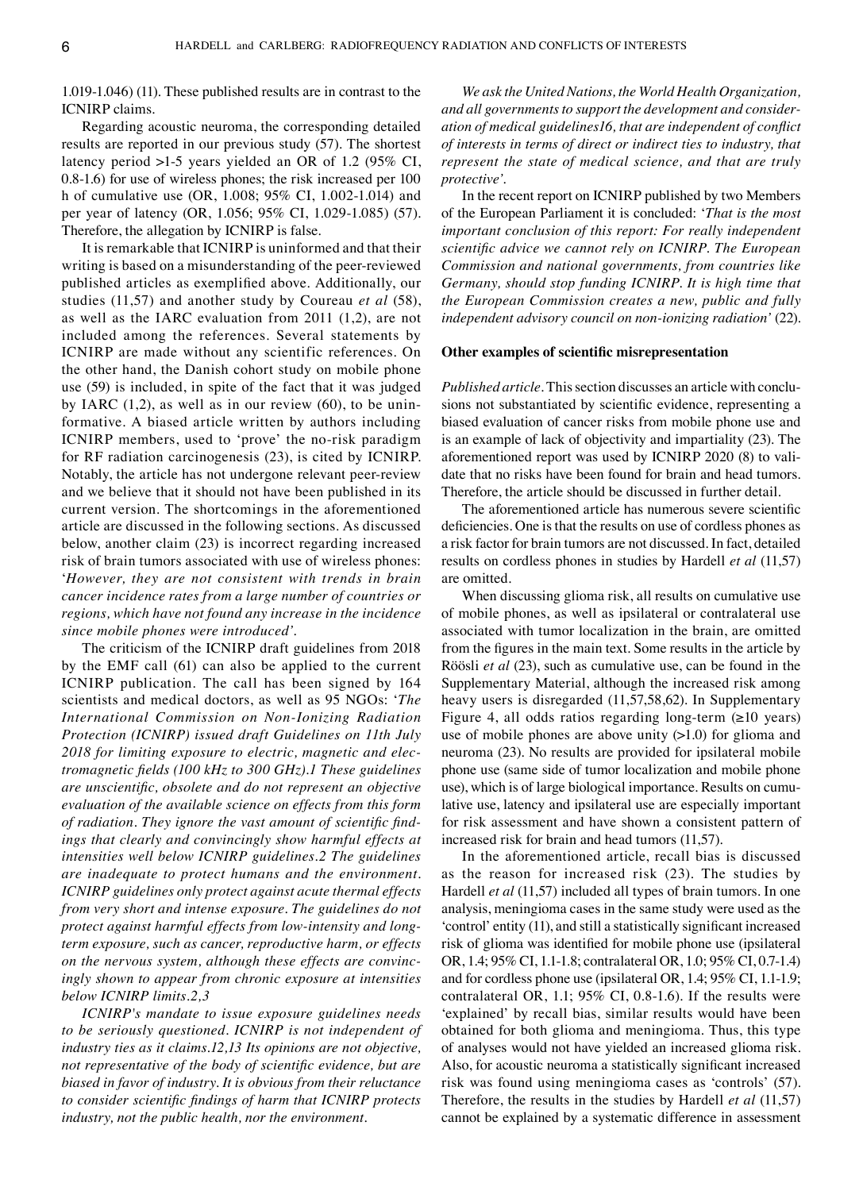1.019-1.046) (11). These published results are in contrast to the ICNIRP claims.

Regarding acoustic neuroma, the corresponding detailed results are reported in our previous study (57). The shortest latency period >1-5 years yielded an OR of 1.2 (95% CI, 0.8-1.6) for use of wireless phones; the risk increased per 100 h of cumulative use (OR, 1.008; 95% CI, 1.002-1.014) and per year of latency (OR, 1.056; 95% CI, 1.029-1.085) (57). Therefore, the allegation by ICNIRP is false.

It is remarkable that ICNIRP is uninformed and that their writing is based on a misunderstanding of the peer-reviewed published articles as exemplified above. Additionally, our studies (11,57) and another study by Coureau *et al* (58), as well as the IARC evaluation from 2011 (1,2), are not included among the references. Several statements by ICNIRP are made without any scientific references. On the other hand, the Danish cohort study on mobile phone use (59) is included, in spite of the fact that it was judged by IARC (1,2), as well as in our review (60), to be uninformative. A biased article written by authors including ICNIRP members, used to 'prove' the no-risk paradigm for RF radiation carcinogenesis (23), is cited by ICNIRP. Notably, the article has not undergone relevant peer-review and we believe that it should not have been published in its current version. The shortcomings in the aforementioned article are discussed in the following sections. As discussed below, another claim (23) is incorrect regarding increased risk of brain tumors associated with use of wireless phones: '*However, they are not consistent with trends in brain cancer incidence rates from a large number of countries or regions, which have not found any increase in the incidence since mobile phones were introduced*'.

The criticism of the ICNIRP draft guidelines from 2018 by the EMF call (61) can also be applied to the current ICNIRP publication. The call has been signed by 164 scientists and medical doctors, as well as 95 NGOs: '*The International Commission on Non-Ionizing Radiation Protection (ICNIRP) issued draft Guidelines on 11th July 2018 for limiting exposure to electric, magnetic and electromagnetic fields (100 kHz to 300 GHz).1 These guidelines are unscientific, obsolete and do not represent an objective evaluation of the available science on effects from this form of radiation. They ignore the vast amount of scientific findings that clearly and convincingly show harmful effects at intensities well below ICNIRP guidelines.2 The guidelines are inadequate to protect humans and the environment. ICNIRP guidelines only protect against acute thermal effects from very short and intense exposure. The guidelines do not protect against harmful effects from low-intensity and long-term exposure, such as cancer, reproductive harm, or effects on the nervous system, although these effects are convincingly shown to appear from chronic exposure at intensities below ICNIRP limits.2,3*

*ICNIRP's mandate to issue exposure guidelines needs to be seriously questioned. ICNIRP is not independent of industry ties as it claims.12,13 Its opinions are not objective, not representative of the body of scientific evidence, but are biased in favor of industry. It is obvious from their reluctance to consider scientific findings of harm that ICNIRP protects industry, not the public health, nor the environment.*

*We ask the United Nations, the World Health Organization, and all governments to support the development and consideration of medical guidelines16, that are independent of conflict of interests in terms of direct or indirect ties to industry, that represent the state of medical science, and that are truly protective*'.

In the recent report on ICNIRP published by two Members of the European Parliament it is concluded: '*That is the most important conclusion of this report: For really independent scientific advice we cannot rely on ICNIRP. The European Commission and national governments, from countries like Germany, should stop funding ICNIRP. It is high time that the European Commission creates a new, public and fully independent advisory council on non-ionizing radiation*' (22).

**Other examples of scientific misrepresentation**

*Published article.* This section discusses an article with conclusions not substantiated by scientific evidence, representing a biased evaluation of cancer risks from mobile phone use and is an example of lack of objectivity and impartiality (23). The aforementioned report was used by ICNIRP 2020 (8) to validate that no risks have been found for brain and head tumors. Therefore, the article should be discussed in further detail.

The aforementioned article has numerous severe scientific deficiencies. One is that the results on use of cordless phones as a risk factor for brain tumors are not discussed. In fact, detailed results on cordless phones in studies by Hardell *et al* (11,57) are omitted.

When discussing glioma risk, all results on cumulative use of mobile phones, as well as ipsilateral or contralateral use associated with tumor localization in the brain, are omitted from the figures in the main text. Some results in the article by Röösli *et al* (23), such as cumulative use, can be found in the Supplementary Material, although the increased risk among heavy users is disregarded (11,57,58,62). In Supplementary Figure 4, all odds ratios regarding long-term (≥10 years) use of mobile phones are above unity (>1.0) for glioma and neuroma (23). No results are provided for ipsilateral mobile phone use (same side of tumor localization and mobile phone use), which is of large biological importance. Results on cumulative use, latency and ipsilateral use are especially important for risk assessment and have shown a consistent pattern of increased risk for brain and head tumors (11,57).

In the aforementioned article, recall bias is discussed as the reason for increased risk (23). The studies by Hardell *et al* (11,57) included all types of brain tumors. In one analysis, meningioma cases in the same study were used as the 'control' entity (11), and still a statistically significant increased risk of glioma was identified for mobile phone use (ipsilateral OR, 1.4; 95% CI, 1.1-1.8; contralateral OR, 1.0; 95% CI, 0.7-1.4) and for cordless phone use (ipsilateral OR, 1.4; 95% CI, 1.1-1.9; contralateral OR, 1.1; 95% CI, 0.8-1.6). If the results were 'explained' by recall bias, similar results would have been obtained for both glioma and meningioma. Thus, this type of analyses would not have yielded an increased glioma risk. Also, for acoustic neuroma a statistically significant increased risk was found using meningioma cases as 'controls' (57). Therefore, the results in the studies by Hardell *et al* (11,57) cannot be explained by a systematic difference in assessment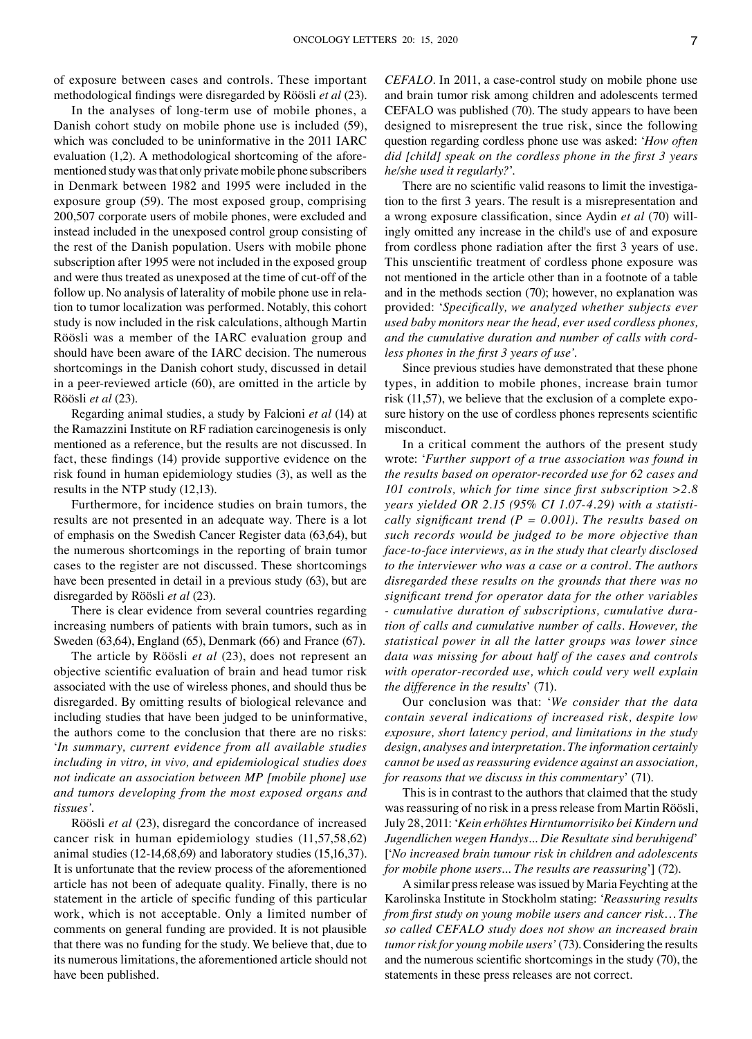of exposure between cases and controls. These important methodological findings were disregarded by Röösli *et al* (23).

In the analyses of long-term use of mobile phones, a Danish cohort study on mobile phone use is included (59), which was concluded to be uninformative in the 2011 IARC evaluation (1,2). A methodological shortcoming of the aforementioned study was that only private mobile phone subscribers in Denmark between 1982 and 1995 were included in the exposure group (59). The most exposed group, comprising 200,507 corporate users of mobile phones, were excluded and instead included in the unexposed control group consisting of the rest of the Danish population. Users with mobile phone subscription after 1995 were not included in the exposed group and were thus treated as unexposed at the time of cut-off of the follow up. No analysis of laterality of mobile phone use in relation to tumor localization was performed. Notably, this cohort study is now included in the risk calculations, although Martin Röösli was a member of the IARC evaluation group and should have been aware of the IARC decision. The numerous shortcomings in the Danish cohort study, discussed in detail in a peer-reviewed article (60), are omitted in the article by Röösli *et al* (23).

Regarding animal studies, a study by Falcioni *et al* (14) at the Ramazzini Institute on RF radiation carcinogenesis is only mentioned as a reference, but the results are not discussed. In fact, these findings (14) provide supportive evidence on the risk found in human epidemiology studies (3), as well as the results in the NTP study (12,13).

Furthermore, for incidence studies on brain tumors, the results are not presented in an adequate way. There is a lot of emphasis on the Swedish Cancer Register data (63,64), but the numerous shortcomings in the reporting of brain tumor cases to the register are not discussed. These shortcomings have been presented in detail in a previous study (63), but are disregarded by Röösli *et al* (23).

There is clear evidence from several countries regarding increasing numbers of patients with brain tumors, such as in Sweden (63,64), England (65), Denmark (66) and France (67).

The article by Röösli *et al* (23), does not represent an objective scientific evaluation of brain and head tumor risk associated with the use of wireless phones, and should thus be disregarded. By omitting results of biological relevance and including studies that have been judged to be uninformative, the authors come to the conclusion that there are no risks: '*In summary, current evidence from all available studies including in vitro, in vivo, and epidemiological studies does not indicate an association between MP [mobile phone] use and tumors developing from the most exposed organs and tissues'*.

Röösli *et al* (23), disregard the concordance of increased cancer risk in human epidemiology studies (11,57,58,62) animal studies (12-14,68,69) and laboratory studies (15,16,37). It is unfortunate that the review process of the aforementioned article has not been of adequate quality. Finally, there is no statement in the article of specific funding of this particular work, which is not acceptable. Only a limited number of comments on general funding are provided. It is not plausible that there was no funding for the study. We believe that, due to its numerous limitations, the aforementioned article should not have been published.

*CEFALO*. In 2011, a case-control study on mobile phone use and brain tumor risk among children and adolescents termed CEFALO was published (70). The study appears to have been designed to misrepresent the true risk, since the following question regarding cordless phone use was asked: '*How often did [child] speak on the cordless phone in the first 3 years he/she used it regularly?*'.

There are no scientific valid reasons to limit the investigation to the first 3 years. The result is a misrepresentation and a wrong exposure classification, since Aydin *et al* (70) willingly omitted any increase in the child's use of and exposure from cordless phone radiation after the first 3 years of use. This unscientific treatment of cordless phone exposure was not mentioned in the article other than in a footnote of a table and in the methods section (70); however, no explanation was provided: '*Specifically, we analyzed whether subjects ever used baby monitors near the head, ever used cordless phones, and the cumulative duration and number of calls with cordless phones in the first 3 years of use'*.

Since previous studies have demonstrated that these phone types, in addition to mobile phones, increase brain tumor risk (11,57), we believe that the exclusion of a complete exposure history on the use of cordless phones represents scientific misconduct.

In a critical comment the authors of the present study wrote: '*Further support of a true association was found in the results based on operator-recorded use for 62 cases and 101 controls, which for time since first subscription >2.8 years yielded OR 2.15 (95% CI 1.07-4.29) with a statistically significant trend (P = 0.001). The results based on such records would be judged to be more objective than face-to-face interviews, as in the study that clearly disclosed to the interviewer who was a case or a control. The authors disregarded these results on the grounds that there was no significant trend for operator data for the other variables - cumulative duration of subscriptions, cumulative duration of calls and cumulative number of calls. However, the statistical power in all the latter groups was lower since data was missing for about half of the cases and controls with operator-recorded use, which could very well explain the difference in the results*' (71).

Our conclusion was that: '*We consider that the data contain several indications of increased risk, despite low exposure, short latency period, and limitations in the study design, analyses and interpretation. The information certainly cannot be used as reassuring evidence against an association, for reasons that we discuss in this commentary*' (71).

This is in contrast to the authors that claimed that the study was reassuring of no risk in a press release from Martin Röösli, July 28, 2011: '*Kein erhöhtes Hirntumorrisiko bei Kindern und Jugendlichen wegen Handys... Die Resultate sind beruhigend*' ['*No increased brain tumour risk in children and adolescents for mobile phone users... The results are reassuring*'] (72).

A similar press release was issued by Maria Feychting at the Karolinska Institute in Stockholm stating: '*Reassuring results from first study on young mobile users and cancer risk… The so called CEFALO study does not show an increased brain tumor risk for young mobile users*' (73). Considering the results and the numerous scientific shortcomings in the study (70), the statements in these press releases are not correct.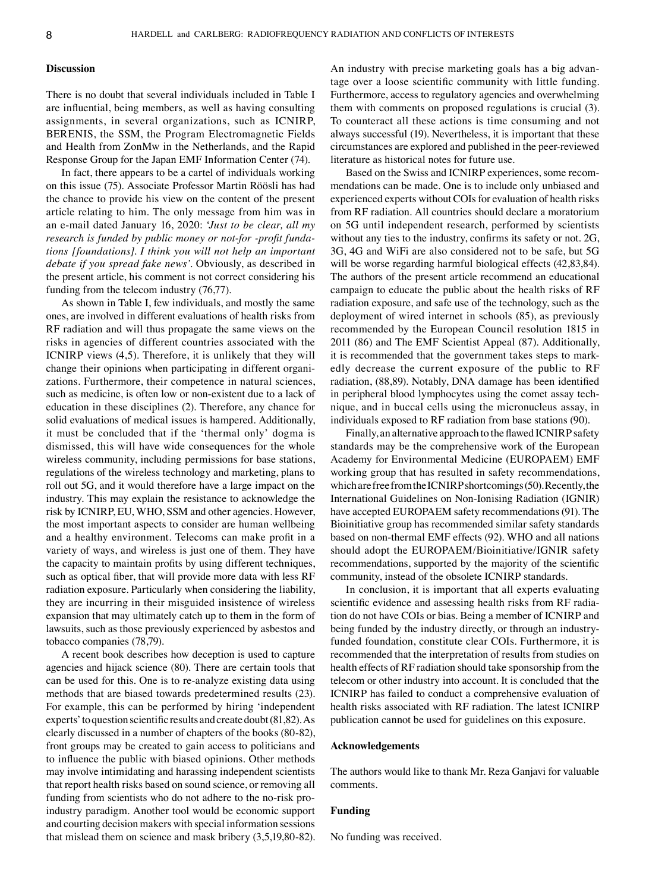## Discussion

There is no doubt that several individuals included in Table I are influential, being members, as well as having consulting assignments, in several organizations, such as ICNIRP, BERENIS, the SSM, the Program Electromagnetic Fields and Health from ZonMw in the Netherlands, and the Rapid Response Group for the Japan EMF Information Center (74).

In fact, there appears to be a cartel of individuals working on this issue (75). Associate Professor Martin Röösli has had the chance to provide his view on the content of the present article relating to him. The only message from him was in an e-mail dated January 16, 2020: '*Just to be clear, all my research is funded by public money or not-for -profit fundations [foundations]. I think you will not help an important debate if you spread fake news'.* Obviously, as described in the present article, his comment is not correct considering his funding from the telecom industry (76,77).

As shown in Table I, few individuals, and mostly the same ones, are involved in different evaluations of health risks from RF radiation and will thus propagate the same views on the risks in agencies of different countries associated with the ICNIRP views (4,5). Therefore, it is unlikely that they will change their opinions when participating in different organizations. Furthermore, their competence in natural sciences, such as medicine, is often low or non-existent due to a lack of education in these disciplines (2). Therefore, any chance for solid evaluations of medical issues is hampered. Additionally, it must be concluded that if the 'thermal only' dogma is dismissed, this will have wide consequences for the whole wireless community, including permissions for base stations, regulations of the wireless technology and marketing, plans to roll out 5G, and it would therefore have a large impact on the industry. This may explain the resistance to acknowledge the risk by ICNIRP, EU, WHO, SSM and other agencies. However, the most important aspects to consider are human wellbeing and a healthy environment. Telecoms can make profit in a variety of ways, and wireless is just one of them. They have the capacity to maintain profits by using different techniques, such as optical fiber, that will provide more data with less RF radiation exposure. Particularly when considering the liability, they are incurring in their misguided insistence of wireless expansion that may ultimately catch up to them in the form of lawsuits, such as those previously experienced by asbestos and tobacco companies (78,79).

A recent book describes how deception is used to capture agencies and hijack science (80). There are certain tools that can be used for this. One is to re-analyze existing data using methods that are biased towards predetermined results (23). For example, this can be performed by hiring 'independent experts' to question scientific results and create doubt (81,82). As clearly discussed in a number of chapters of the books (80-82), front groups may be created to gain access to politicians and to influence the public with biased opinions. Other methods may involve intimidating and harassing independent scientists that report health risks based on sound science, or removing all funding from scientists who do not adhere to the no-risk pro-industry paradigm. Another tool would be economic support and courting decision makers with special information sessions that mislead them on science and mask bribery (3,5,19,80-82). An industry with precise marketing goals has a big advantage over a loose scientific community with little funding. Furthermore, access to regulatory agencies and overwhelming them with comments on proposed regulations is crucial (3). To counteract all these actions is time consuming and not always successful (19). Nevertheless, it is important that these circumstances are explored and published in the peer-reviewed literature as historical notes for future use.

Based on the Swiss and ICNIRP experiences, some recommendations can be made. One is to include only unbiased and experienced experts without COIs for evaluation of health risks from RF radiation. All countries should declare a moratorium on 5G until independent research, performed by scientists without any ties to the industry, confirms its safety or not. 2G, 3G, 4G and WiFi are also considered not to be safe, but 5G will be worse regarding harmful biological effects (42,83,84). The authors of the present article recommend an educational campaign to educate the public about the health risks of RF radiation exposure, and safe use of the technology, such as the deployment of wired internet in schools (85), as previously recommended by the European Council resolution 1815 in 2011 (86) and The EMF Scientist Appeal (87). Additionally, it is recommended that the government takes steps to markedly decrease the current exposure of the public to RF radiation, (88,89). Notably, DNA damage has been identified in peripheral blood lymphocytes using the comet assay technique, and in buccal cells using the micronucleus assay, in individuals exposed to RF radiation from base stations (90).

Finally, an alternative approach to the flawed ICNIRP safety standards may be the comprehensive work of the European Academy for Environmental Medicine (EUROPAEM) EMF working group that has resulted in safety recommendations, which are free from the ICNIRP shortcomings (50). Recently, the International Guidelines on Non-Ionising Radiation (IGNIR) have accepted EUROPAEM safety recommendations (91). The Bioinitiative group has recommended similar safety standards based on non-thermal EMF effects (92). WHO and all nations should adopt the EUROPAEM/Bioinitiative/IGNIR safety recommendations, supported by the majority of the scientific community, instead of the obsolete ICNIRP standards.

In conclusion, it is important that all experts evaluating scientific evidence and assessing health risks from RF radiation do not have COIs or bias. Being a member of ICNIRP and being funded by the industry directly, or through an industry-funded foundation, constitute clear COIs. Furthermore, it is recommended that the interpretation of results from studies on health effects of RF radiation should take sponsorship from the telecom or other industry into account. It is concluded that the ICNIRP has failed to conduct a comprehensive evaluation of health risks associated with RF radiation. The latest ICNIRP publication cannot be used for guidelines on this exposure.

## Acknowledgements

The authors would like to thank Mr. Reza Ganjavi for valuable comments.

## Funding

No funding was received.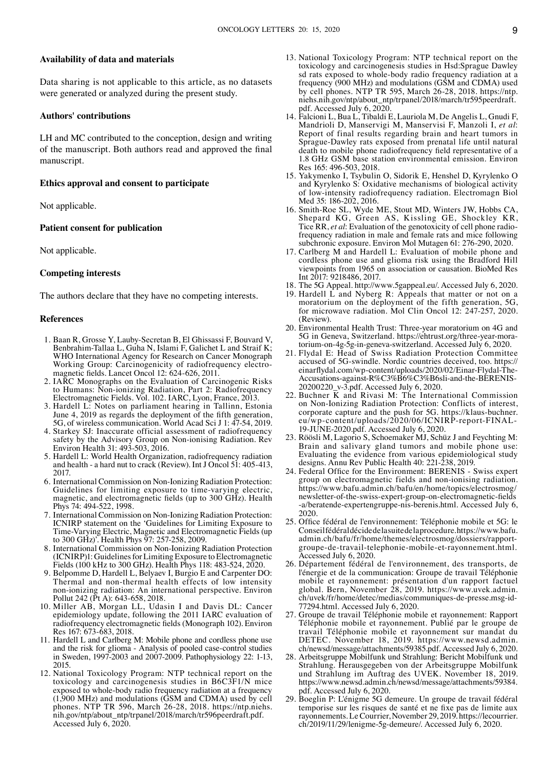### Availability of data and materials

Data sharing is not applicable to this article, as no datasets were generated or analyzed during the present study.

### Authors' contributions

LH and MC contributed to the conception, design and writing of the manuscript. Both authors read and approved the final manuscript.

### Ethics approval and consent to participate

Not applicable.

### Patient consent for publication

Not applicable.

### Competing interests

The authors declare that they have no competing interests.

### References

1. Baan R, Grosse Y, Lauby-Secretan B, El Ghissassi F, Bouvard V, Benbrahim-Tallaa L, Guha N, Islami F, Galichet L and Straif K; WHO International Agency for Research on Cancer Monograph Working Group: Carcinogenicity of radiofrequency electromagnetic fields. Lancet Oncol 12: 624-626, 2011.
2. IARC Monographs on the Evaluation of Carcinogenic Risks to Humans: Non-ionizing Radiation, Part 2: Radiofrequency Electromagnetic Fields. Vol. 102. IARC, Lyon, France, 2013.
3. Hardell L: Notes on parliament hearing in Tallinn, Estonia June 4, 2019 as regards the deployment of the fifth generation, 5G, of wireless communication. World Acad Sci J 1: 47-54, 2019.
4. Starkey SJ: Inaccurate official assessment of radiofrequency safety by the Advisory Group on Non-ionising Radiation. Rev Environ Health 31: 493-503, 2016.
5. Hardell L: World Health Organization, radiofrequency radiation and health - a hard nut to crack (Review). Int J Oncol 51: 405-413, 2017.
6. International Commission on Non-Ionizing Radiation Protection: Guidelines for limiting exposure to time-varying electric, magnetic, and electromagnetic fields (up to 300 GHz). Health Phys 74: 494-522, 1998.
7. International Commission on Non-Ionizing Radiation Protection: ICNIRP statement on the 'Guidelines for Limiting Exposure to Time-Varying Electric, Magnetic and Electromagnetic Fields (up to 300 GHz)'. Health Phys 97: 257-258, 2009.
8. International Commission on Non-Ionizing Radiation Protection (ICNIRP)l: Guidelines for Limiting Exposure to Electromagnetic Fields (100 kHz to 300 GHz). Health Phys 118: 483-524, 2020.
9. Belpomme D, Hardell L, Belyaev I, Burgio E and Carpenter DO: Thermal and non-thermal health effects of low intensity non-ionizing radiation: An international perspective. Environ Pollut 242 (Pt A): 643-658, 2018.
10. Miller AB, Morgan LL, Udasin I and Davis DL: Cancer epidemiology update, following the 2011 IARC evaluation of radiofrequency electromagnetic fields (Monograph 102). Environ Res 167: 673-683, 2018.
11. Hardell L and Carlberg M: Mobile phone and cordless phone use and the risk for glioma - Analysis of pooled case-control studies in Sweden, 1997-2003 and 2007-2009. Pathophysiology 22: 1-13, 2015.
12. National Toxicology Program: NTP technical report on the toxicology and carcinogenesis studies in B6C3F1/N mice exposed to whole-body radio frequency radiation at a frequency (1,900 MHz) and modulations (GSM and CDMA) used by cell phones. NTP TR 596, March 26-28, 2018. https://ntp.niehs.nih.gov/ntp/about_ntp/trpanel/2018/march/tr596peerdraft.pdf. Accessed July 6, 2020.
13. National Toxicology Program: NTP technical report on the toxicology and carcinogenesis studies in Hsd:Sprague Dawley sd rats exposed to whole-body radio frequency radiation at a frequency (900 MHz) and modulations (GSM and CDMA) used by cell phones. NTP TR 595, March 26-28, 2018. https://ntp.niehs.nih.gov/ntp/about_ntp/trpanel/2018/march/tr595peerdraft.pdf. Accessed July 6, 2020.
14. Falcioni L, Bua L, Tibaldi E, Lauriola M, De Angelis L, Gnudi F, Mandrioli D, Manservigi M, Manservisi F, Manzoli I, *et al*: Report of final results regarding brain and heart tumors in Sprague-Dawley rats exposed from prenatal life until natural death to mobile phone radiofrequency field representative of a 1.8 GHz GSM base station environmental emission. Environ Res 165: 496-503, 2018.
15. Yakymenko I, Tsybulin O, Sidorik E, Henshel D, Kyrylenko O and Kyrylenko S: Oxidative mechanisms of biological activity of low-intensity radiofrequency radiation. Electromagn Biol Med 35: 186-202, 2016.
16. Smith-Roe SL, Wyde ME, Stout MD, Winters JW, Hobbs CA, Shepard KG, Green AS, Kissling GE, Shockley KR, Tice RR, *et al*: Evaluation of the genotoxicity of cell phone radiofrequency radiation in male and female rats and mice following subchronic exposure. Environ Mol Mutagen 61: 276-290, 2020.
17. Carlberg M and Hardell L: Evaluation of mobile phone and cordless phone use and glioma risk using the Bradford Hill viewpoints from 1965 on association or causation. BioMed Res Int 2017: 9218486, 2017.
18. The 5G Appeal. http://www.5gappeal.eu/. Accessed July 6, 2020.
19. Hardell L and Nyberg R: Appeals that matter or not on a moratorium on the deployment of the fifth generation, 5G, for microwave radiation. Mol Clin Oncol 12: 247-257, 2020. (Review).
20. Environmental Health Trust: Three-year moratorium on 4G and 5G in Geneva, Switzerland. https://ehtrust.org/three-year-moratorium-on-4g-5g-in-geneva-switzerland. Accessed July 6, 2020.
21. Flydal E: Head of Swiss Radiation Protection Committee accused of 5G-swindle. Nordic countries deceived, too. https://einarflydal.com/wp-content/uploads/2020/02/Einar-Flydal-The-Accusations-against-R%C3%B6%C3%B6sli-and-the-BERENIS-20200220_v-3.pdf. Accessed July 6, 2020.
22. Buchner K and Rivasi M: The International Commission on Non-Ionizing Radiation Protection: Conflicts of interest, corporate capture and the push for 5G. https://klaus-buchner.eu/wp-content/uploads/2020/06/ICNIRP-report-FINAL-19-JUNE-2020.pdf. Accessed July 6, 2020.
23. Röösli M, Lagorio S, Schoemaker MJ, Schüz J and Feychting M: Brain and salivary gland tumors and mobile phone use: Evaluating the evidence from various epidemiological study designs. Annu Rev Public Health 40: 221-238, 2019.
24. Federal Office for the Environment: BERENIS - Swiss expert group on electromagnetic fields and non-ionising radiation. https://www.bafu.admin.ch/bafu/en/home/topics/electrosmog/newsletter-of-the-swiss-expert-group-on-electromagnetic-fields-a/beratende-expertengruppe-nis-berenis.html. Accessed July 6, 2020.
25. Office fédéral de l'environnement: Téléphonie mobile et 5G: le Conseil fédéral décide de la suite de la procedure. https://www.bafu.admin.ch/bafu/fr/home/themes/electrosmog/dossiers/rapport-groupe-de-travail-telephonie-mobile-et-rayonnement.html. Accessed July 6, 2020.
26. Département fédéral de l'environnement, des transports, de l'énergie et de la communication: Groupe de travail Téléphonie mobile et rayonnement: présentation d'un rapport factuel global. Bern, November 28, 2019. https://www.uvek.admin.ch/uvek/fr/home/detec/medias/communiques-de-presse.msg-id-77294.html. Accessed July 6, 2020.
27. Groupe de travail Téléphonie mobile et rayonnement: Rapport Téléphonie mobile et rayonnement. Publié par le groupe de travail Téléphonie mobile et rayonnement sur mandat du DETEC. November 18, 2019. https://www.newsd.admin.ch/newsd/message/attachments/59385.pdf. Accessed July 6, 2020.
28. Arbeitsgruppe Mobilfunk und Strahlung: Bericht Mobilfunk und Strahlung. Herausgegeben von der Arbeitsgruppe Mobilfunk und Strahlung im Auftrag des UVEK. November 18, 2019. https://www.newsd.admin.ch/newsd/message/attachments/59384.pdf. Accessed July 6, 2020.
29. Boeglin P: L'énigme 5G demeure. Un groupe de travail fédéral temporise sur les risques de santé et ne fixe pas de limite aux rayonnements. Le Courrier, November 29, 2019. https://lecourrier.ch/2019/11/29/lenigme-5g-demeure/. Accessed July 6, 2020.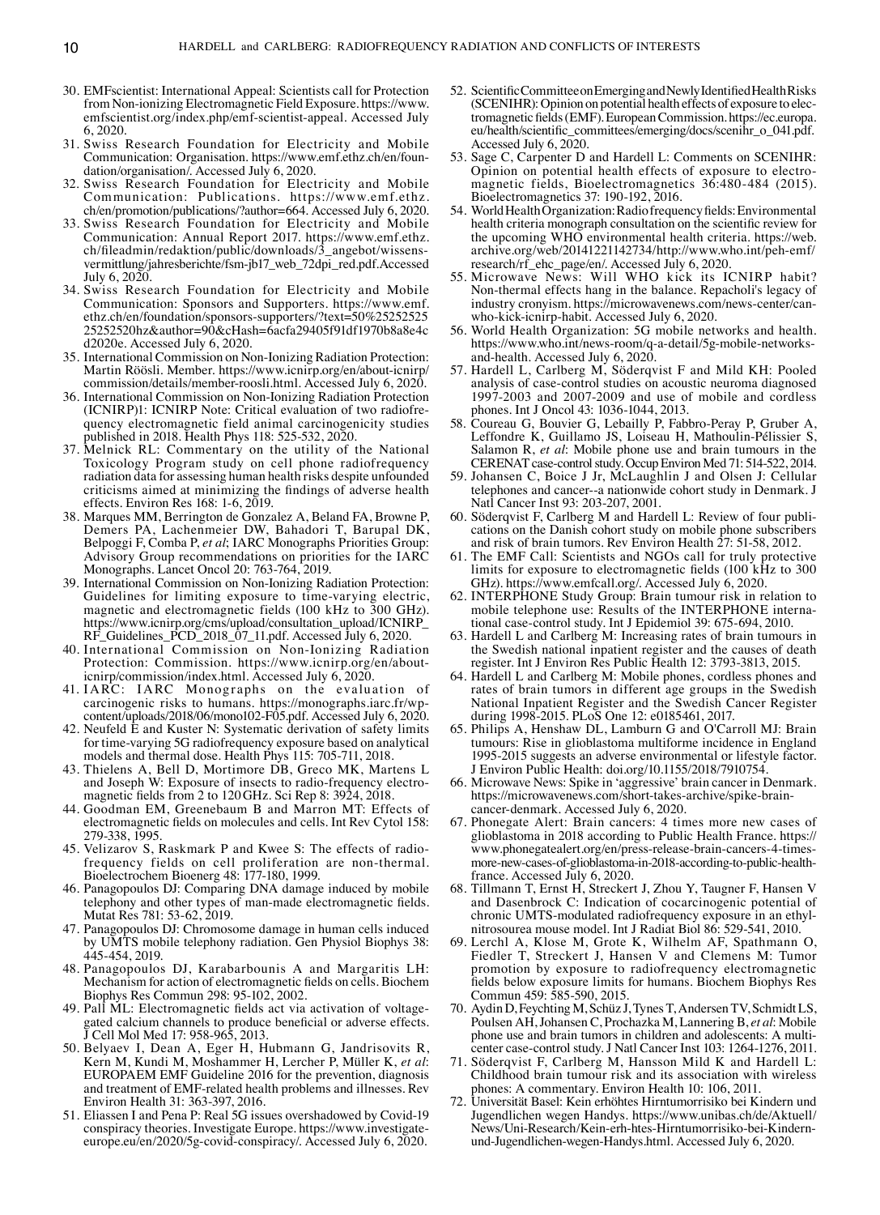30. EMFscientist: International Appeal: Scientists call for Protection from Non-ionizing Electromagnetic Field Exposure. https://www.emfscientist.org/index.php/emf-scientist-appeal. Accessed July 6, 2020.
31. Swiss Research Foundation for Electricity and Mobile Communication: Organisation. https://www.emf.ethz.ch/en/foundation/organisation/. Accessed July 6, 2020.
32. Swiss Research Foundation for Electricity and Mobile Communication: Publications. https://www.emf.ethz.ch/en/promotion/publications/?author=664. Accessed July 6, 2020.
33. Swiss Research Foundation for Electricity and Mobile Communication: Annual Report 2017. https://www.emf.ethz.ch/fileadmin/redaktion/public/downloads/3_angebot/wissensvermittlung/jahresberichte/fsm-jb17_web_72dpi_red.pdf.Accessed July 6, 2020.
34. Swiss Research Foundation for Electricity and Mobile Communication: Sponsors and Supporters. https://www.emf.ethz.ch/en/foundation/sponsors-supporters/?text=50%2525252525252520hz&author=90&cHash=6acfa29405f91df1970b8a8e4cd2020e. Accessed July 6, 2020.
35. International Commission on Non-Ionizing Radiation Protection: Martin Röösli. Member. https://www.icnirp.org/en/about-icnirp/commission/details/member-roosli.html. Accessed July 6, 2020.
36. International Commission on Non-Ionizing Radiation Protection (ICNIRP)1: ICNIRP Note: Critical evaluation of two radiofrequency electromagnetic field animal carcinogenicity studies published in 2018. Health Phys 118: 525-532, 2020.
37. Melnick RL: Commentary on the utility of the National Toxicology Program study on cell phone radiofrequency radiation data for assessing human health risks despite unfounded criticisms aimed at minimizing the findings of adverse health effects. Environ Res 168: 1-6, 2019.
38. Marques MM, Berrington de Gonzalez A, Beland FA, Browne P, Demers PA, Lachenmeier DW, Bahadori T, Barupal DK, Belpoggi F, Comba P, *et al*; IARC Monographs Priorities Group: Advisory Group recommendations on priorities for the IARC Monographs. Lancet Oncol 20: 763-764, 2019.
39. International Commission on Non-Ionizing Radiation Protection: Guidelines for limiting exposure to time-varying electric, magnetic and electromagnetic fields (100 kHz to 300 GHz). https://www.icnirp.org/cms/upload/consultation_upload/ICNIRP_RF_Guidelines_PCD_2018_07_11.pdf. Accessed July 6, 2020.
40. International Commission on Non-Ionizing Radiation Protection: Commission. https://www.icnirp.org/en/about-icnirp/commission/index.html. Accessed July 6, 2020.
41. IARC: IARC Monographs on the evaluation of carcinogenic risks to humans. https://monographs.iarc.fr/wp-content/uploads/2018/06/mono102-F05.pdf. Accessed July 6, 2020.
42. Neufeld E and Kuster N: Systematic derivation of safety limits for time-varying 5G radiofrequency exposure based on analytical models and thermal dose. Health Phys 115: 705-711, 2018.
43. Thielens A, Bell D, Mortimore DB, Greco MK, Martens L and Joseph W: Exposure of insects to radio-frequency electromagnetic fields from 2 to 120 GHz. Sci Rep 8: 3924, 2018.
44. Goodman EM, Greenebaum B and Marron MT: Effects of electromagnetic fields on molecules and cells. Int Rev Cytol 158: 279-338, 1995.
45. Velizarov S, Raskmark P and Kwee S: The effects of radiofrequency fields on cell proliferation are non-thermal. Bioelectrochem Bioenerg 48: 177-180, 1999.
46. Panagopoulos DJ: Comparing DNA damage induced by mobile telephony and other types of man-made electromagnetic fields. Mutat Res 781: 53-62, 2019.
47. Panagopoulos DJ: Chromosome damage in human cells induced by UMTS mobile telephony radiation. Gen Physiol Biophys 38: 445-454, 2019.
48. Panagopoulos DJ, Karabarbounis A and Margaritis LH: Mechanism for action of electromagnetic fields on cells. Biochem Biophys Res Commun 298: 95-102, 2002.
49. Pall ML: Electromagnetic fields act via activation of voltage-gated calcium channels to produce beneficial or adverse effects. J Cell Mol Med 17: 958-965, 2013.
50. Belyaev I, Dean A, Eger H, Hubmann G, Jandrisovits R, Kern M, Kundi M, Moshammer H, Lercher P, Müller K, *et al*: EUROPAEM EMF Guideline 2016 for the prevention, diagnosis and treatment of EMF-related health problems and illnesses. Rev Environ Health 31: 363-397, 2016.
51. Eliassen I and Pena P: Real 5G issues overshadowed by Covid-19 conspiracy theories. Investigate Europe. https://www.investigate-europe.eu/en/2020/5g-covid-conspiracy/. Accessed July 6, 2020.
52. Scientific Committee on Emerging and Newly Identified Health Risks (SCENIHR): Opinion on potential health effects of exposure to electromagnetic fields (EMF). European Commission. https://ec.europa.eu/health/scientific_committees/emerging/docs/scenihr_o_041.pdf. Accessed July 6, 2020.
53. Sage C, Carpenter D and Hardell L: Comments on SCENIHR: Opinion on potential health effects of exposure to electromagnetic fields, Bioelectromagnetics 36:480-484 (2015). Bioelectromagnetics 37: 190-192, 2016.
54. World Health Organization: Radiofrequency fields: Environmental health criteria monograph consultation on the scientific review for the upcoming WHO environmental health criteria. https://web.archive.org/web/20141221142734/http://www.who.int/peh-emf/research/rf_ehc_page/en/. Accessed July 6, 2020.
55. Microwave News: Will WHO kick its ICNIRP habit? Non-thermal effects hang in the balance. Repacholi's legacy of industry cronyism. https://microwavenews.com/news-center/can-who-kick-icnirp-habit. Accessed July 6, 2020.
56. World Health Organization: 5G mobile networks and health. https://www.who.int/news-room/q-a-detail/5g-mobile-networks-and-health. Accessed July 6, 2020.
57. Hardell L, Carlberg M, Söderqvist F and Mild KH: Pooled analysis of case-control studies on acoustic neuroma diagnosed 1997-2003 and 2007-2009 and use of mobile and cordless phones. Int J Oncol 43: 1036-1044, 2013.
58. Coureau G, Bouvier G, Lebailly P, Fabbro-Peray P, Gruber A, Leffondre K, Guillamo JS, Loiseau H, Mathoulin-Pélissier S, Salamon R, *et al*: Mobile phone use and brain tumours in the CERENAT case-control study. Occup Environ Med 71: 514-522, 2014.
59. Johansen C, Boice J Jr, McLaughlin J and Olsen J: Cellular telephones and cancer--a nationwide cohort study in Denmark. J Natl Cancer Inst 93: 203-207, 2001.
60. Söderqvist F, Carlberg M and Hardell L: Review of four publications on the Danish cohort study on mobile phone subscribers and risk of brain tumors. Rev Environ Health 27: 51-58, 2012.
61. The EMF Call: Scientists and NGOs call for truly protective limits for exposure to electromagnetic fields (100 kHz to 300 GHz). https://www.emfcall.org/. Accessed July 6, 2020.
62. INTERPHONE Study Group: Brain tumour risk in relation to mobile telephone use: Results of the INTERPHONE international case-control study. Int J Epidemiol 39: 675-694, 2010.
63. Hardell L and Carlberg M: Increasing rates of brain tumours in the Swedish national inpatient register and the causes of death register. Int J Environ Res Public Health 12: 3793-3813, 2015.
64. Hardell L and Carlberg M: Mobile phones, cordless phones and rates of brain tumors in different age groups in the Swedish National Inpatient Register and the Swedish Cancer Register during 1998-2015. PLoS One 12: e0185461, 2017.
65. Philips A, Henshaw DL, Lamburn G and O'Carroll MJ: Brain tumours: Rise in glioblastoma multiforme incidence in England 1995-2015 suggests an adverse environmental or lifestyle factor. J Environ Public Health: doi.org/10.1155/2018/7910754.
66. Microwave News: Spike in 'aggressive' brain cancer in Denmark. https://microwavenews.com/short-takes-archive/spike-brain-cancer-denmark. Accessed July 6, 2020.
67. Phonegate Alert: Brain cancers: 4 times more new cases of glioblastoma in 2018 according to Public Health France. https://www.phonegatealert.org/en/press-release-brain-cancers-4-times-more-new-cases-of-glioblastoma-in-2018-according-to-public-health-france. Accessed July 6, 2020.
68. Tillmann T, Ernst H, Streckert J, Zhou Y, Taugner F, Hansen V and Dasenbrock C: Indication of cocarcinogenic potential of chronic UMTS-modulated radiofrequency exposure in an ethylnitrosourea mouse model. Int J Radiat Biol 86: 529-541, 2010.
69. Lerchl A, Klose M, Grote K, Wilhelm AF, Spathmann O, Fiedler T, Streckert J, Hansen V and Clemens M: Tumor promotion by exposure to radiofrequency electromagnetic fields below exposure limits for humans. Biochem Biophys Res Commun 459: 585-590, 2015.
70. Aydin D, Feychting M, Schüz J, Tynes T, Andersen TV, Schmidt LS, Poulsen AH, Johansen C, Prochazka M, Lannering B, *et al*: Mobile phone use and brain tumors in children and adolescents: A multicenter case-control study. J Natl Cancer Inst 103: 1264-1276, 2011.
71. Söderqvist F, Carlberg M, Hansson Mild K and Hardell L: Childhood brain tumour risk and its association with wireless phones: A commentary. Environ Health 10: 106, 2011.
72. Universität Basel: Kein erhöhtes Hirntumorrisiko bei Kindern und Jugendlichen wegen Handys. https://www.unibas.ch/de/Aktuell/News/Uni-Research/Kein-erh-htes-Hirntumorrisiko-bei-Kindern-und-Jugendlichen-wegen-Handys.html. Accessed July 6, 2020.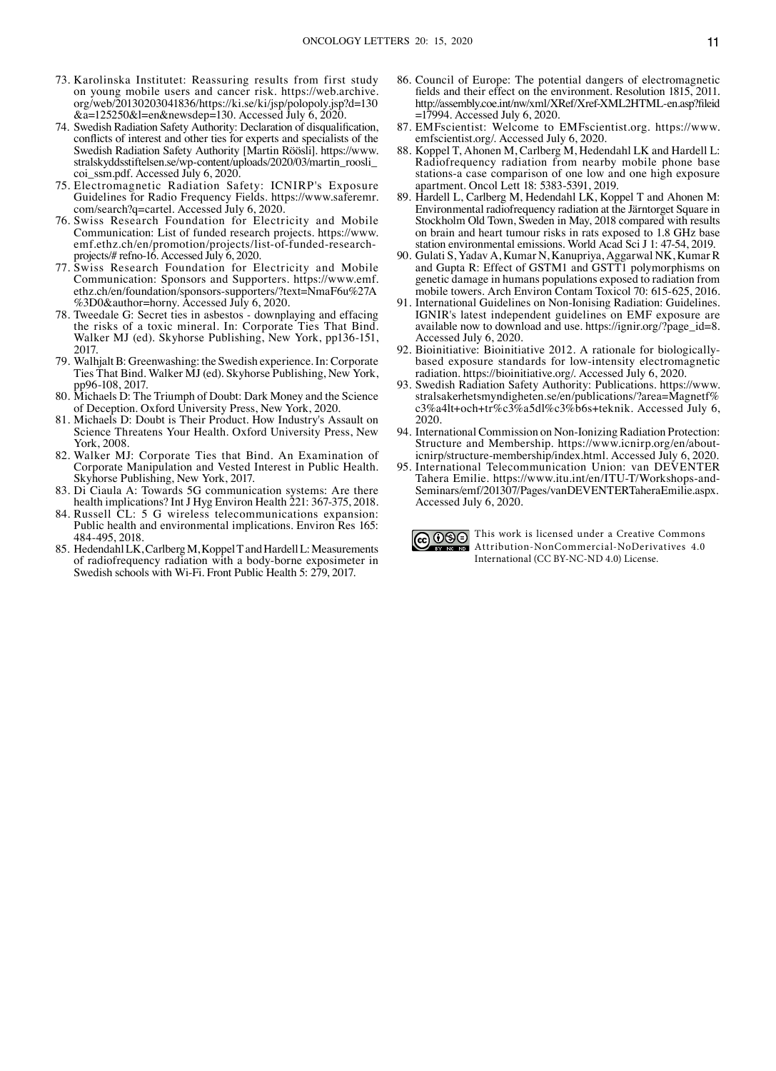73. Karolinska Institutet: Reassuring results from first study on young mobile users and cancer risk. https://web.archive.org/web/20130203041836/https://ki.se/ki/jsp/polopoly.jsp?d=130&a=125250&l=en&newsdep=130. Accessed July 6, 2020.
74. Swedish Radiation Safety Authority: Declaration of disqualification, conflicts of interest and other ties for experts and specialists of the Swedish Radiation Safety Authority [Martin Röösli]. https://www.stralskyddsstiftelsen.se/wp-content/uploads/2020/03/martin_roosli_coi_ssm.pdf. Accessed July 6, 2020.
75. Electromagnetic Radiation Safety: ICNIRP's Exposure Guidelines for Radio Frequency Fields. https://www.saferemr.com/search?q=cartel. Accessed July 6, 2020.
76. Swiss Research Foundation for Electricity and Mobile Communication: List of funded research projects. https://www.emf.ethz.ch/en/promotion/projects/list-of-funded-research-projects/# refno-16. Accessed July 6, 2020.
77. Swiss Research Foundation for Electricity and Mobile Communication: Sponsors and Supporters. https://www.emf.ethz.ch/en/foundation/sponsors-supporters/?text=NmaF6u%27A%3D0&author=horny. Accessed July 6, 2020.
78. Tweedale G: Secret ties in asbestos - downplaying and effacing the risks of a toxic mineral. In: Corporate Ties That Bind. Walker MJ (ed). Skyhorse Publishing, New York, pp136-151, 2017.
79. Walhjalt B: Greenwashing: the Swedish experience. In: Corporate Ties That Bind. Walker MJ (ed). Skyhorse Publishing, New York, pp96-108, 2017.
80. Michaels D: The Triumph of Doubt: Dark Money and the Science of Deception. Oxford University Press, New York, 2020.
81. Michaels D: Doubt is Their Product. How Industry's Assault on Science Threatens Your Health. Oxford University Press, New York, 2008.
82. Walker MJ: Corporate Ties that Bind. An Examination of Corporate Manipulation and Vested Interest in Public Health. Skyhorse Publishing, New York, 2017.
83. Di Ciaula A: Towards 5G communication systems: Are there health implications? Int J Hyg Environ Health 221: 367-375, 2018.
84. Russell CL: 5 G wireless telecommunications expansion: Public health and environmental implications. Environ Res 165: 484-495, 2018.
85. Hedendahl LK, Carlberg M, Koppel T and Hardell L: Measurements of radiofrequency radiation with a body-borne exposimeter in Swedish schools with Wi-Fi. Front Public Health 5: 279, 2017.
86. Council of Europe: The potential dangers of electromagnetic fields and their effect on the environment. Resolution 1815, 2011. http://assembly.coe.int/nw/xml/XRef/Xref-XML2HTML-en.asp?fileid=17994. Accessed July 6, 2020.
87. EMFscientist: Welcome to EMFscientist.org. https://www.emfscientist.org/. Accessed July 6, 2020.
88. Koppel T, Ahonen M, Carlberg M, Hedendahl LK and Hardell L: Radiofrequency radiation from nearby mobile phone base stations-a case comparison of one low and one high exposure apartment. Oncol Lett 18: 5383-5391, 2019.
89. Hardell L, Carlberg M, Hedendahl LK, Koppel T and Ahonen M: Environmental radiofrequency radiation at the Järntorget Square in Stockholm Old Town, Sweden in May, 2018 compared with results on brain and heart tumour risks in rats exposed to 1.8 GHz base station environmental emissions. World Acad Sci J 1: 47-54, 2019.
90. Gulati S, Yadav A, Kumar N, Kanupriya, Aggarwal NK, Kumar R and Gupta R: Effect of GSTM1 and GSTT1 polymorphisms on genetic damage in humans populations exposed to radiation from mobile towers. Arch Environ Contam Toxicol 70: 615-625, 2016.
91. International Guidelines on Non-Ionising Radiation: Guidelines. IGNIR's latest independent guidelines on EMF exposure are available now to download and use. https://ignir.org/?page_id=8. Accessed July 6, 2020.
92. Bioinitiative: Bioinitiative 2012. A rationale for biologically-based exposure standards for low-intensity electromagnetic radiation. https://bioinitiative.org/. Accessed July 6, 2020.
93. Swedish Radiation Safety Authority: Publications. https://www.stralsakerhetsmyndigheten.se/en/publications/?area=Magnetf%c3%a4lt+och+tr%c3%a5dl%c3%b6s+teknik. Accessed July 6, 2020.
94. International Commission on Non-Ionizing Radiation Protection: Structure and Membership. https://www.icnirp.org/en/about-icnirp/structure-membership/index.html. Accessed July 6, 2020.
95. International Telecommunication Union: van DEVENTER Tahera Emilie. https://www.itu.int/en/ITU-T/Workshops-and-Seminars/emf/201307/Pages/vanDEVENTERTaheraEmilie.aspx. Accessed July 6, 2020.

This work is licensed under a Creative Commons Attribution-NonCommercial-NoDerivatives 4.0 International (CC BY-NC-ND 4.0) License.